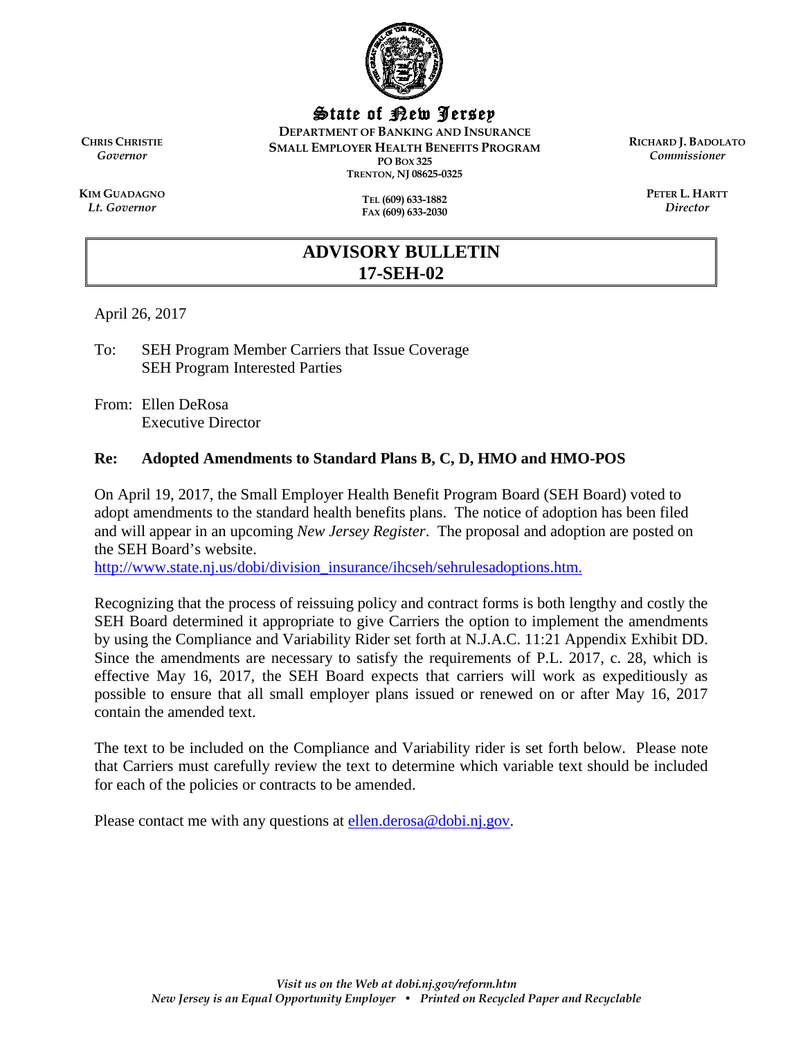**State of New Jersey**

**DEPARTMENT OF BANKING AND INSURANCE**
**SMALL EMPLOYER HEALTH BENEFITS PROGRAM**
**PO BOX 325**
**TRENTON, NJ 08625-0325**

**TEL (609) 633-1882**
**FAX (609) 633-2030**

**CHRIS CHRISTIE**
*Governor*

**KIM GUADAGNO**
*Lt. Governor*

**RICHARD J. BADOLATO**
*Commissioner*

**PETER L. HARTT**
*Director*

# ADVISORY BULLETIN 17-SEH-02

April 26, 2017

To: SEH Program Member Carriers that Issue Coverage
SEH Program Interested Parties

From: Ellen DeRosa
Executive Director

**Re: Adopted Amendments to Standard Plans B, C, D, HMO and HMO-POS**

On April 19, 2017, the Small Employer Health Benefit Program Board (SEH Board) voted to adopt amendments to the standard health benefits plans. The notice of adoption has been filed and will appear in an upcoming *New Jersey Register*. The proposal and adoption are posted on the SEH Board's website.
http://www.state.nj.us/dobi/division_insurance/ihcseh/sehrulesadoptions.htm.

Recognizing that the process of reissuing policy and contract forms is both lengthy and costly the SEH Board determined it appropriate to give Carriers the option to implement the amendments by using the Compliance and Variability Rider set forth at N.J.A.C. 11:21 Appendix Exhibit DD. Since the amendments are necessary to satisfy the requirements of P.L. 2017, c. 28, which is effective May 16, 2017, the SEH Board expects that carriers will work as expeditiously as possible to ensure that all small employer plans issued or renewed on or after May 16, 2017 contain the amended text.

The text to be included on the Compliance and Variability rider is set forth below. Please note that Carriers must carefully review the text to determine which variable text should be included for each of the policies or contracts to be amended.

Please contact me with any questions at ellen.derosa@dobi.nj.gov.

*Visit us on the Web at dobi.nj.gov/reform.htm*
*New Jersey is an Equal Opportunity Employer • Printed on Recycled Paper and Recyclable*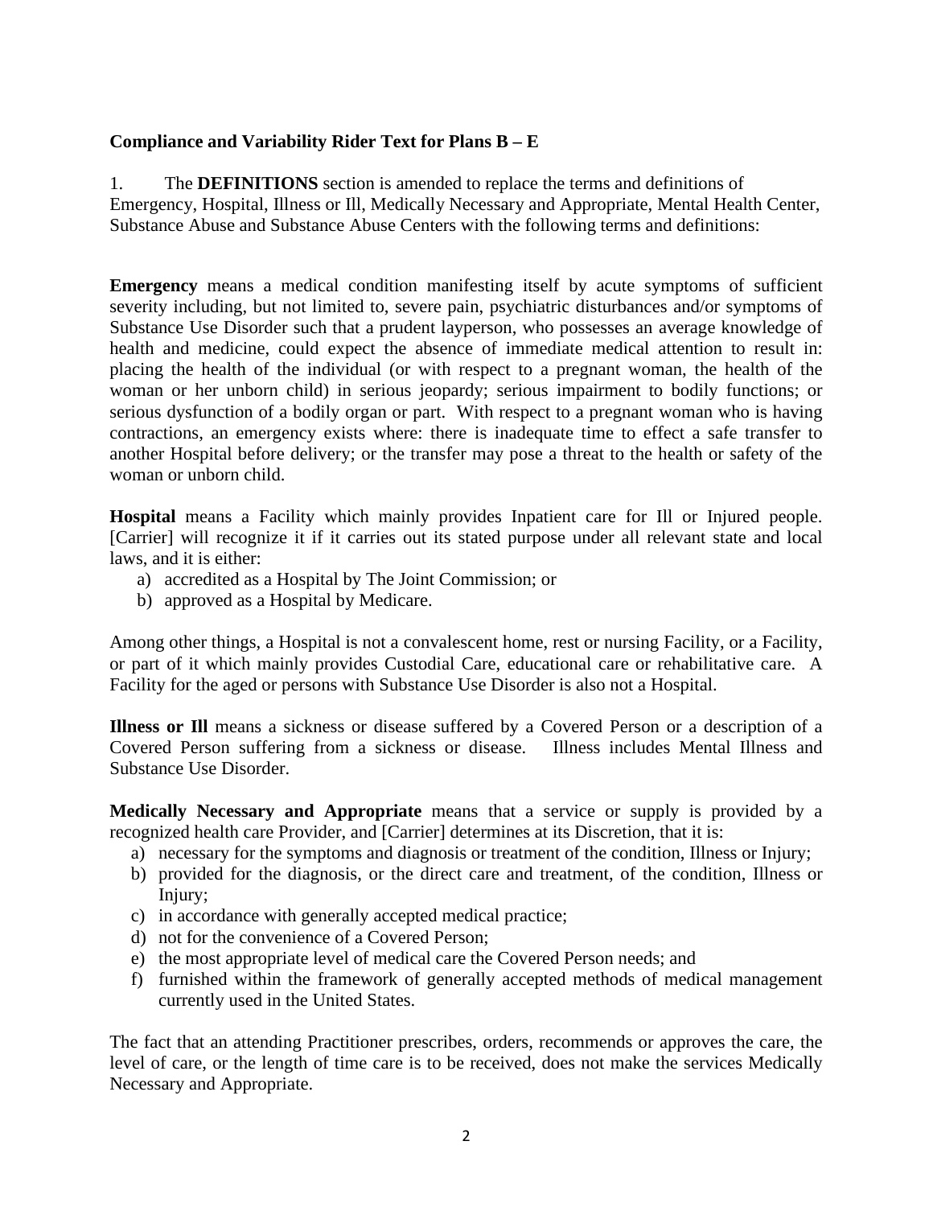**Compliance and Variability Rider Text for Plans B – E**

1. The **DEFINITIONS** section is amended to replace the terms and definitions of Emergency, Hospital, Illness or Ill, Medically Necessary and Appropriate, Mental Health Center, Substance Abuse and Substance Abuse Centers with the following terms and definitions:

**Emergency** means a medical condition manifesting itself by acute symptoms of sufficient severity including, but not limited to, severe pain, psychiatric disturbances and/or symptoms of Substance Use Disorder such that a prudent layperson, who possesses an average knowledge of health and medicine, could expect the absence of immediate medical attention to result in: placing the health of the individual (or with respect to a pregnant woman, the health of the woman or her unborn child) in serious jeopardy; serious impairment to bodily functions; or serious dysfunction of a bodily organ or part. With respect to a pregnant woman who is having contractions, an emergency exists where: there is inadequate time to effect a safe transfer to another Hospital before delivery; or the transfer may pose a threat to the health or safety of the woman or unborn child.

**Hospital** means a Facility which mainly provides Inpatient care for Ill or Injured people. [Carrier] will recognize it if it carries out its stated purpose under all relevant state and local laws, and it is either:

a) accredited as a Hospital by The Joint Commission; or
b) approved as a Hospital by Medicare.

Among other things, a Hospital is not a convalescent home, rest or nursing Facility, or a Facility, or part of it which mainly provides Custodial Care, educational care or rehabilitative care. A Facility for the aged or persons with Substance Use Disorder is also not a Hospital.

**Illness or Ill** means a sickness or disease suffered by a Covered Person or a description of a Covered Person suffering from a sickness or disease. Illness includes Mental Illness and Substance Use Disorder.

**Medically Necessary and Appropriate** means that a service or supply is provided by a recognized health care Provider, and [Carrier] determines at its Discretion, that it is:

a) necessary for the symptoms and diagnosis or treatment of the condition, Illness or Injury;
b) provided for the diagnosis, or the direct care and treatment, of the condition, Illness or Injury;
c) in accordance with generally accepted medical practice;
d) not for the convenience of a Covered Person;
e) the most appropriate level of medical care the Covered Person needs; and
f) furnished within the framework of generally accepted methods of medical management currently used in the United States.

The fact that an attending Practitioner prescribes, orders, recommends or approves the care, the level of care, or the length of time care is to be received, does not make the services Medically Necessary and Appropriate.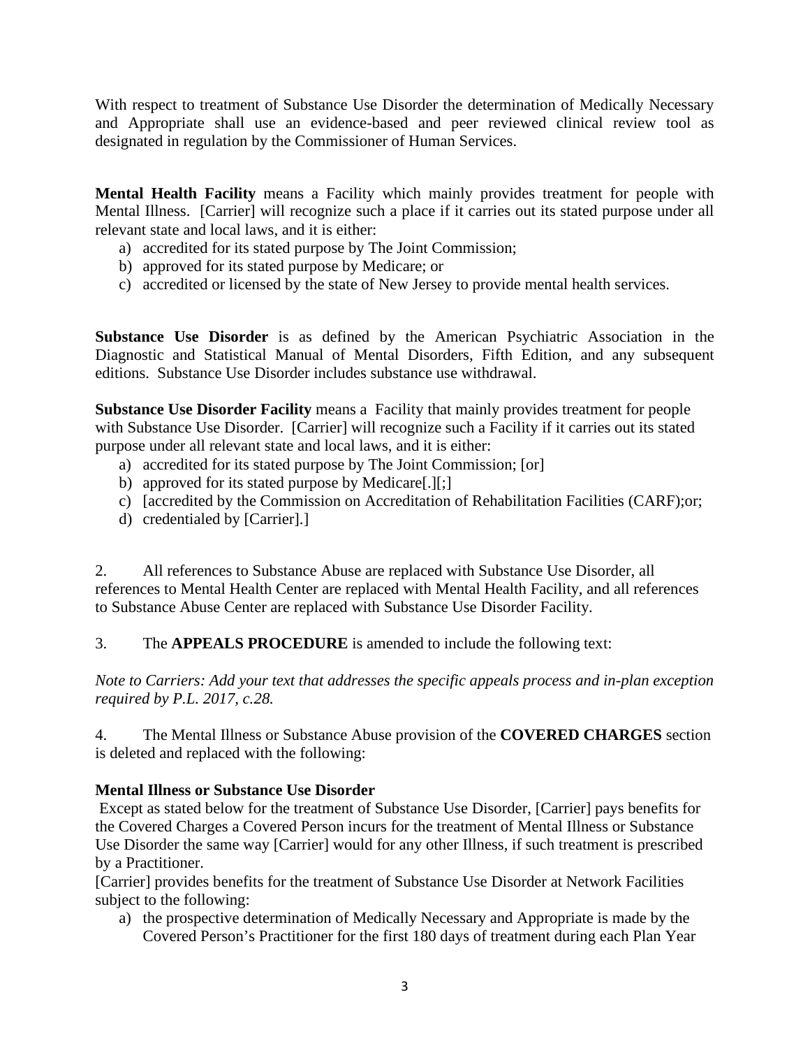With respect to treatment of Substance Use Disorder the determination of Medically Necessary and Appropriate shall use an evidence-based and peer reviewed clinical review tool as designated in regulation by the Commissioner of Human Services.

**Mental Health Facility** means a Facility which mainly provides treatment for people with Mental Illness. [Carrier] will recognize such a place if it carries out its stated purpose under all relevant state and local laws, and it is either:

a) accredited for its stated purpose by The Joint Commission;
b) approved for its stated purpose by Medicare; or
c) accredited or licensed by the state of New Jersey to provide mental health services.

**Substance Use Disorder** is as defined by the American Psychiatric Association in the Diagnostic and Statistical Manual of Mental Disorders, Fifth Edition, and any subsequent editions. Substance Use Disorder includes substance use withdrawal.

**Substance Use Disorder Facility** means a Facility that mainly provides treatment for people with Substance Use Disorder. [Carrier] will recognize such a Facility if it carries out its stated purpose under all relevant state and local laws, and it is either:

a) accredited for its stated purpose by The Joint Commission; [or]
b) approved for its stated purpose by Medicare[.][;]
c) [accredited by the Commission on Accreditation of Rehabilitation Facilities (CARF);or;
d) credentialed by [Carrier].]

2. All references to Substance Abuse are replaced with Substance Use Disorder, all references to Mental Health Center are replaced with Mental Health Facility, and all references to Substance Abuse Center are replaced with Substance Use Disorder Facility.

3. The **APPEALS PROCEDURE** is amended to include the following text:

*Note to Carriers: Add your text that addresses the specific appeals process and in-plan exception required by P.L. 2017, c.28.*

4. The Mental Illness or Substance Abuse provision of the **COVERED CHARGES** section is deleted and replaced with the following:

**Mental Illness or Substance Use Disorder**

Except as stated below for the treatment of Substance Use Disorder, [Carrier] pays benefits for the Covered Charges a Covered Person incurs for the treatment of Mental Illness or Substance Use Disorder the same way [Carrier] would for any other Illness, if such treatment is prescribed by a Practitioner.

[Carrier] provides benefits for the treatment of Substance Use Disorder at Network Facilities subject to the following:

a) the prospective determination of Medically Necessary and Appropriate is made by the Covered Person's Practitioner for the first 180 days of treatment during each Plan Year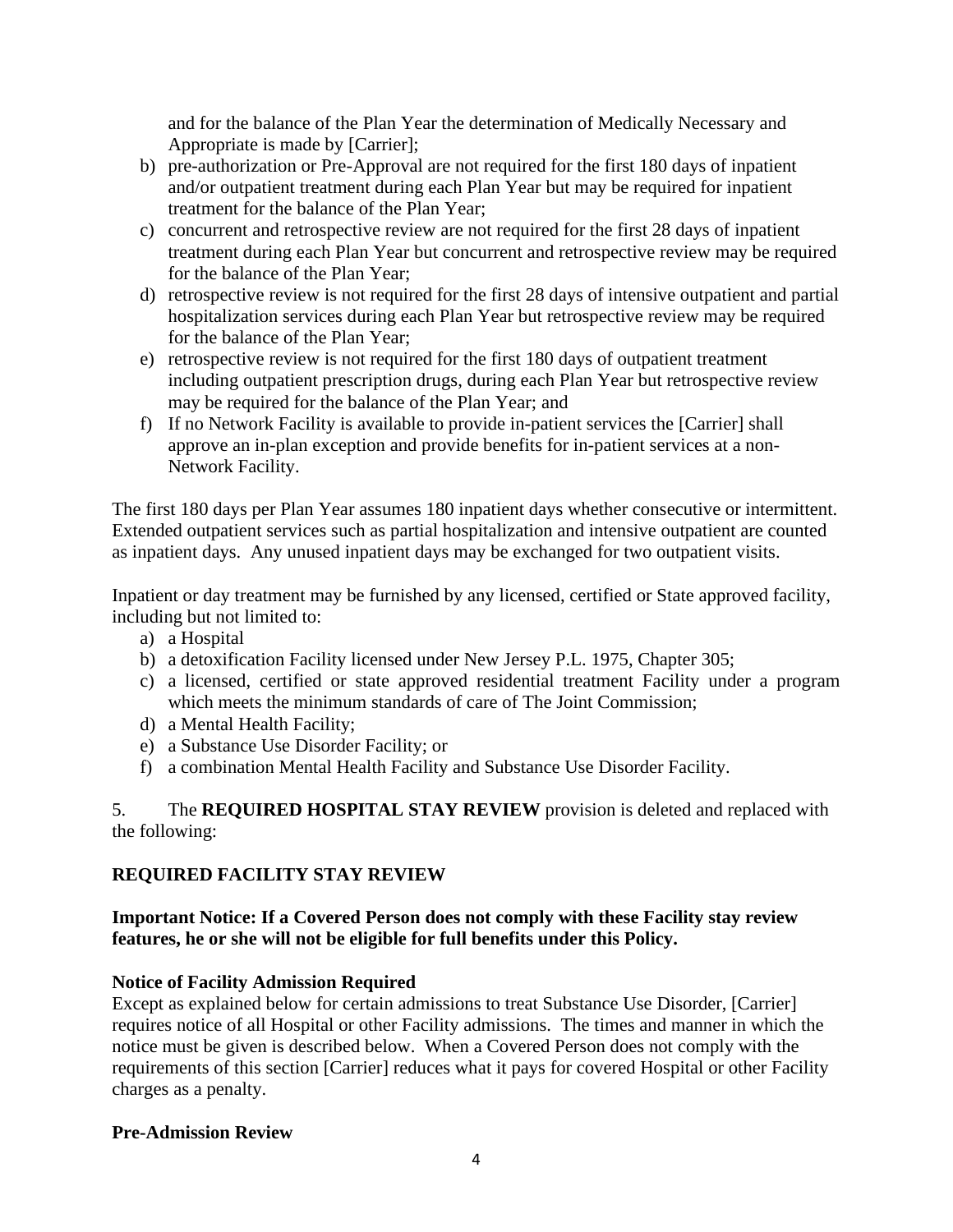and for the balance of the Plan Year the determination of Medically Necessary and Appropriate is made by [Carrier];

b) pre-authorization or Pre-Approval are not required for the first 180 days of inpatient and/or outpatient treatment during each Plan Year but may be required for inpatient treatment for the balance of the Plan Year;
c) concurrent and retrospective review are not required for the first 28 days of inpatient treatment during each Plan Year but concurrent and retrospective review may be required for the balance of the Plan Year;
d) retrospective review is not required for the first 28 days of intensive outpatient and partial hospitalization services during each Plan Year but retrospective review may be required for the balance of the Plan Year;
e) retrospective review is not required for the first 180 days of outpatient treatment including outpatient prescription drugs, during each Plan Year but retrospective review may be required for the balance of the Plan Year; and
f) If no Network Facility is available to provide in-patient services the [Carrier] shall approve an in-plan exception and provide benefits for in-patient services at a non-Network Facility.

The first 180 days per Plan Year assumes 180 inpatient days whether consecutive or intermittent. Extended outpatient services such as partial hospitalization and intensive outpatient are counted as inpatient days. Any unused inpatient days may be exchanged for two outpatient visits.

Inpatient or day treatment may be furnished by any licensed, certified or State approved facility, including but not limited to:

a) a Hospital
b) a detoxification Facility licensed under New Jersey P.L. 1975, Chapter 305;
c) a licensed, certified or state approved residential treatment Facility under a program which meets the minimum standards of care of The Joint Commission;
d) a Mental Health Facility;
e) a Substance Use Disorder Facility; or
f) a combination Mental Health Facility and Substance Use Disorder Facility.

5. The **REQUIRED HOSPITAL STAY REVIEW** provision is deleted and replaced with the following:

## REQUIRED FACILITY STAY REVIEW

**Important Notice: If a Covered Person does not comply with these Facility stay review features, he or she will not be eligible for full benefits under this Policy.**

### Notice of Facility Admission Required

Except as explained below for certain admissions to treat Substance Use Disorder, [Carrier] requires notice of all Hospital or other Facility admissions. The times and manner in which the notice must be given is described below. When a Covered Person does not comply with the requirements of this section [Carrier] reduces what it pays for covered Hospital or other Facility charges as a penalty.

### Pre-Admission Review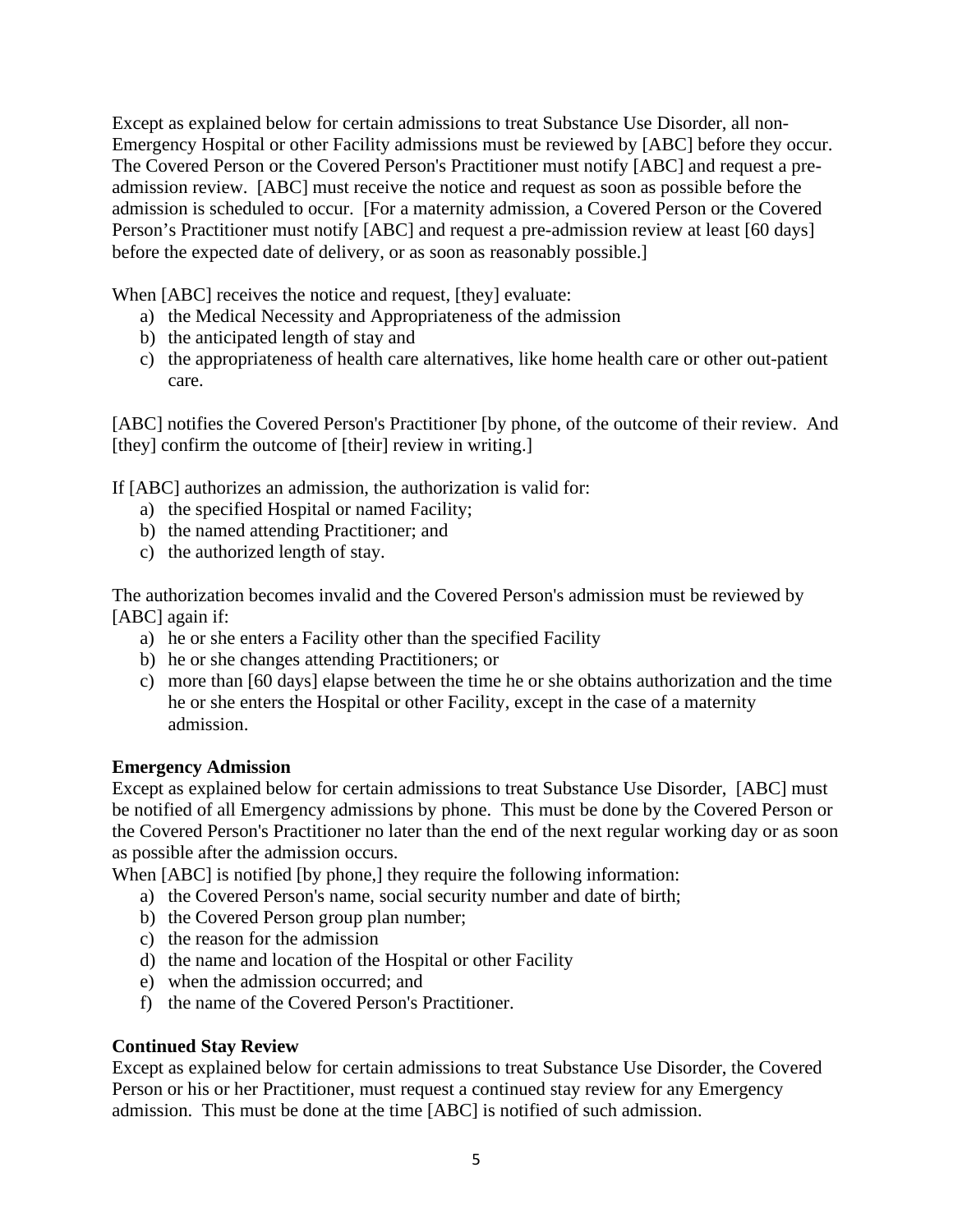Except as explained below for certain admissions to treat Substance Use Disorder, all non-Emergency Hospital or other Facility admissions must be reviewed by [ABC] before they occur. The Covered Person or the Covered Person's Practitioner must notify [ABC] and request a pre-admission review. [ABC] must receive the notice and request as soon as possible before the admission is scheduled to occur. [For a maternity admission, a Covered Person or the Covered Person's Practitioner must notify [ABC] and request a pre-admission review at least [60 days] before the expected date of delivery, or as soon as reasonably possible.]

When [ABC] receives the notice and request, [they] evaluate:

a) the Medical Necessity and Appropriateness of the admission
b) the anticipated length of stay and
c) the appropriateness of health care alternatives, like home health care or other out-patient care.

[ABC] notifies the Covered Person's Practitioner [by phone, of the outcome of their review. And [they] confirm the outcome of [their] review in writing.]

If [ABC] authorizes an admission, the authorization is valid for:

a) the specified Hospital or named Facility;
b) the named attending Practitioner; and
c) the authorized length of stay.

The authorization becomes invalid and the Covered Person's admission must be reviewed by [ABC] again if:

a) he or she enters a Facility other than the specified Facility
b) he or she changes attending Practitioners; or
c) more than [60 days] elapse between the time he or she obtains authorization and the time he or she enters the Hospital or other Facility, except in the case of a maternity admission.

**Emergency Admission**

Except as explained below for certain admissions to treat Substance Use Disorder, [ABC] must be notified of all Emergency admissions by phone. This must be done by the Covered Person or the Covered Person's Practitioner no later than the end of the next regular working day or as soon as possible after the admission occurs.

When [ABC] is notified [by phone,] they require the following information:

a) the Covered Person's name, social security number and date of birth;
b) the Covered Person group plan number;
c) the reason for the admission
d) the name and location of the Hospital or other Facility
e) when the admission occurred; and
f) the name of the Covered Person's Practitioner.

**Continued Stay Review**

Except as explained below for certain admissions to treat Substance Use Disorder, the Covered Person or his or her Practitioner, must request a continued stay review for any Emergency admission. This must be done at the time [ABC] is notified of such admission.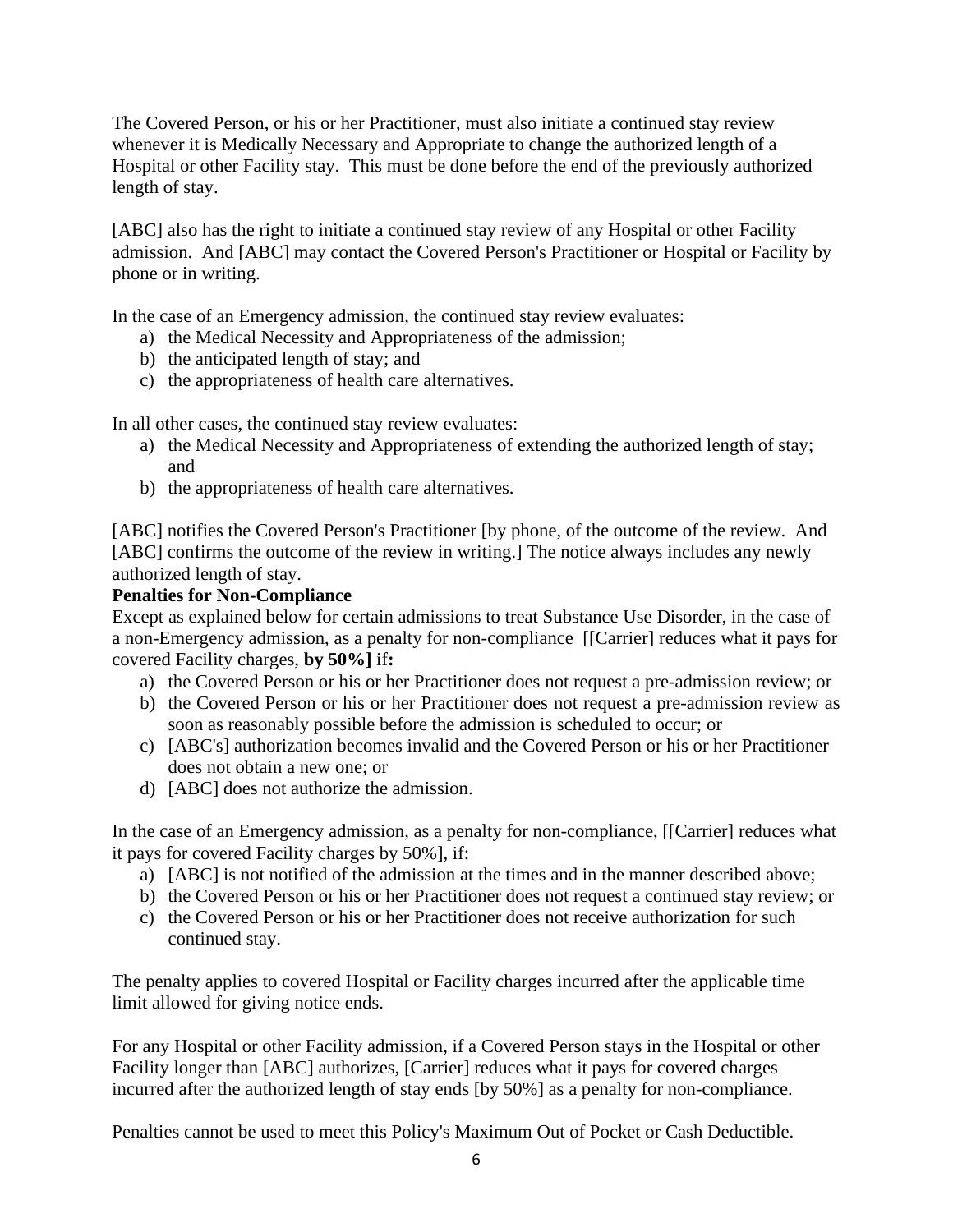The Covered Person, or his or her Practitioner, must also initiate a continued stay review whenever it is Medically Necessary and Appropriate to change the authorized length of a Hospital or other Facility stay. This must be done before the end of the previously authorized length of stay.

[ABC] also has the right to initiate a continued stay review of any Hospital or other Facility admission. And [ABC] may contact the Covered Person's Practitioner or Hospital or Facility by phone or in writing.

In the case of an Emergency admission, the continued stay review evaluates:

a) the Medical Necessity and Appropriateness of the admission;
b) the anticipated length of stay; and
c) the appropriateness of health care alternatives.

In all other cases, the continued stay review evaluates:

a) the Medical Necessity and Appropriateness of extending the authorized length of stay; and
b) the appropriateness of health care alternatives.

[ABC] notifies the Covered Person's Practitioner [by phone, of the outcome of the review. And [ABC] confirms the outcome of the review in writing.] The notice always includes any newly authorized length of stay.

**Penalties for Non-Compliance**

Except as explained below for certain admissions to treat Substance Use Disorder, in the case of a non-Emergency admission, as a penalty for non-compliance [[Carrier] reduces what it pays for covered Facility charges, **by 50%]** if**:**

a) the Covered Person or his or her Practitioner does not request a pre-admission review; or
b) the Covered Person or his or her Practitioner does not request a pre-admission review as soon as reasonably possible before the admission is scheduled to occur; or
c) [ABC's] authorization becomes invalid and the Covered Person or his or her Practitioner does not obtain a new one; or
d) [ABC] does not authorize the admission.

In the case of an Emergency admission, as a penalty for non-compliance, [[Carrier] reduces what it pays for covered Facility charges by 50%], if:

a) [ABC] is not notified of the admission at the times and in the manner described above;
b) the Covered Person or his or her Practitioner does not request a continued stay review; or
c) the Covered Person or his or her Practitioner does not receive authorization for such continued stay.

The penalty applies to covered Hospital or Facility charges incurred after the applicable time limit allowed for giving notice ends.

For any Hospital or other Facility admission, if a Covered Person stays in the Hospital or other Facility longer than [ABC] authorizes, [Carrier] reduces what it pays for covered charges incurred after the authorized length of stay ends [by 50%] as a penalty for non-compliance.

Penalties cannot be used to meet this Policy's Maximum Out of Pocket or Cash Deductible.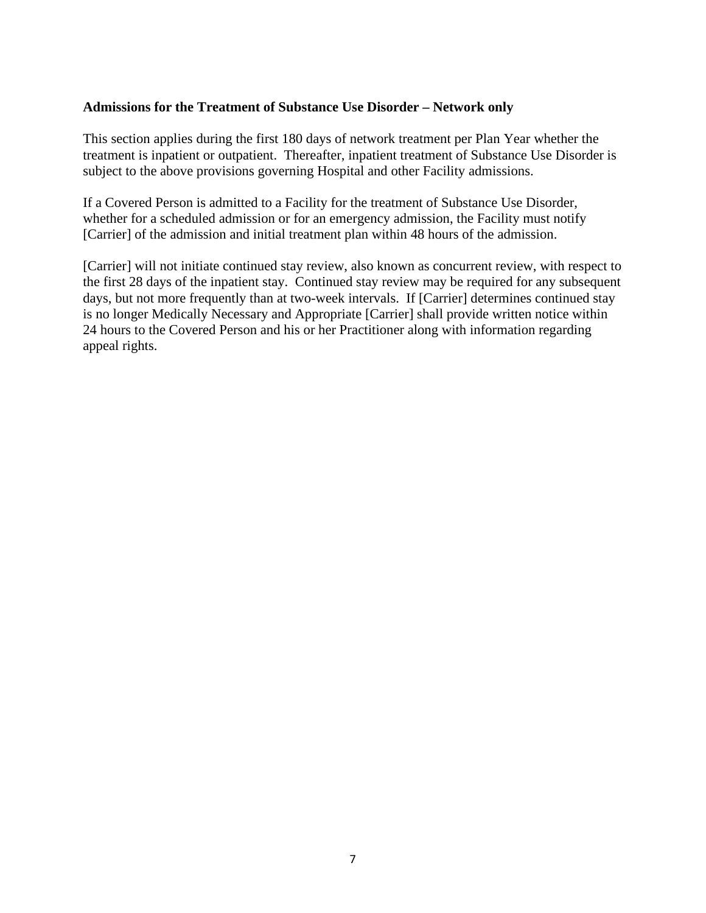**Admissions for the Treatment of Substance Use Disorder – Network only**

This section applies during the first 180 days of network treatment per Plan Year whether the treatment is inpatient or outpatient. Thereafter, inpatient treatment of Substance Use Disorder is subject to the above provisions governing Hospital and other Facility admissions.

If a Covered Person is admitted to a Facility for the treatment of Substance Use Disorder, whether for a scheduled admission or for an emergency admission, the Facility must notify [Carrier] of the admission and initial treatment plan within 48 hours of the admission.

[Carrier] will not initiate continued stay review, also known as concurrent review, with respect to the first 28 days of the inpatient stay. Continued stay review may be required for any subsequent days, but not more frequently than at two-week intervals. If [Carrier] determines continued stay is no longer Medically Necessary and Appropriate [Carrier] shall provide written notice within 24 hours to the Covered Person and his or her Practitioner along with information regarding appeal rights.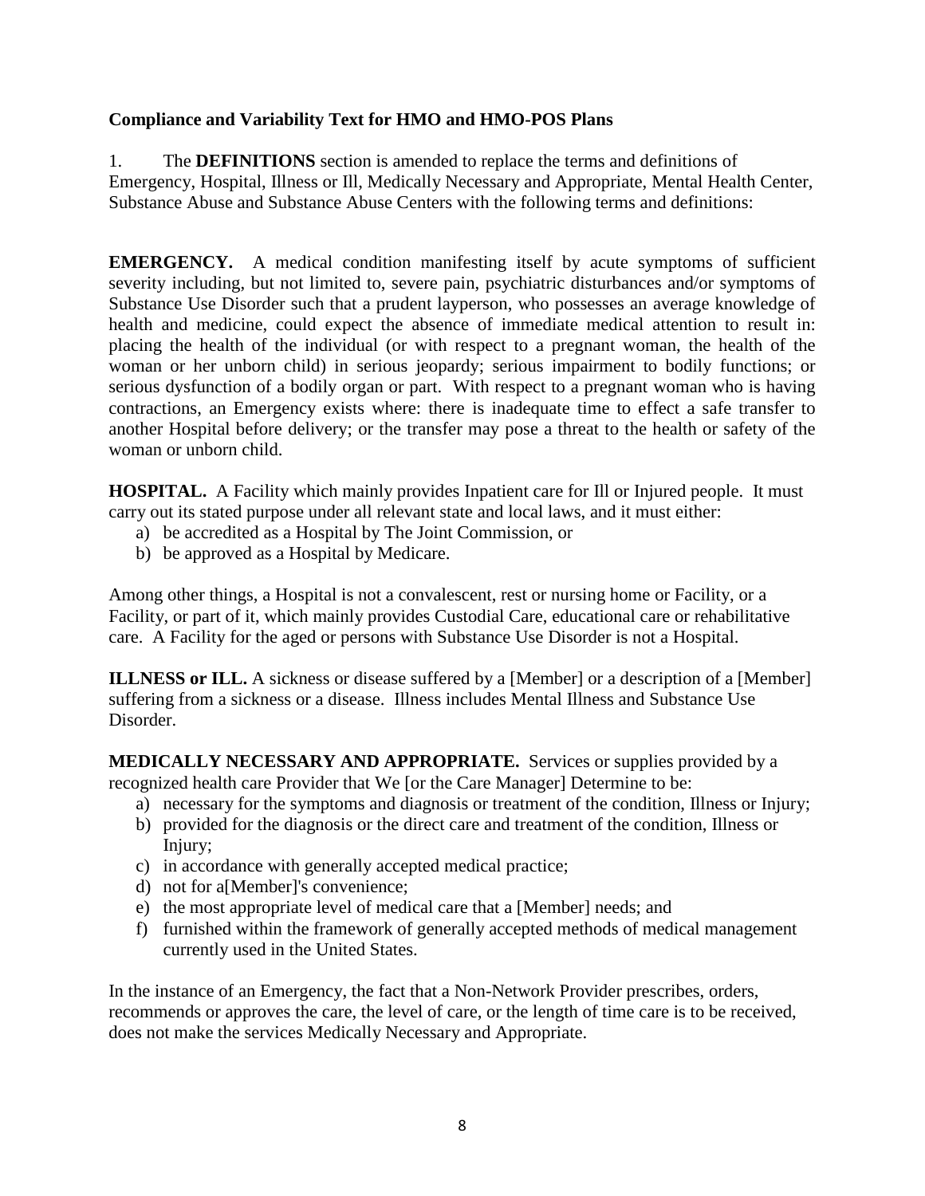**Compliance and Variability Text for HMO and HMO-POS Plans**

1. The **DEFINITIONS** section is amended to replace the terms and definitions of Emergency, Hospital, Illness or Ill, Medically Necessary and Appropriate, Mental Health Center, Substance Abuse and Substance Abuse Centers with the following terms and definitions:

**EMERGENCY.** A medical condition manifesting itself by acute symptoms of sufficient severity including, but not limited to, severe pain, psychiatric disturbances and/or symptoms of Substance Use Disorder such that a prudent layperson, who possesses an average knowledge of health and medicine, could expect the absence of immediate medical attention to result in: placing the health of the individual (or with respect to a pregnant woman, the health of the woman or her unborn child) in serious jeopardy; serious impairment to bodily functions; or serious dysfunction of a bodily organ or part. With respect to a pregnant woman who is having contractions, an Emergency exists where: there is inadequate time to effect a safe transfer to another Hospital before delivery; or the transfer may pose a threat to the health or safety of the woman or unborn child.

**HOSPITAL.** A Facility which mainly provides Inpatient care for Ill or Injured people. It must carry out its stated purpose under all relevant state and local laws, and it must either:

a) be accredited as a Hospital by The Joint Commission, or
b) be approved as a Hospital by Medicare.

Among other things, a Hospital is not a convalescent, rest or nursing home or Facility, or a Facility, or part of it, which mainly provides Custodial Care, educational care or rehabilitative care. A Facility for the aged or persons with Substance Use Disorder is not a Hospital.

**ILLNESS or ILL.** A sickness or disease suffered by a [Member] or a description of a [Member] suffering from a sickness or a disease. Illness includes Mental Illness and Substance Use Disorder.

**MEDICALLY NECESSARY AND APPROPRIATE.** Services or supplies provided by a recognized health care Provider that We [or the Care Manager] Determine to be:

a) necessary for the symptoms and diagnosis or treatment of the condition, Illness or Injury;
b) provided for the diagnosis or the direct care and treatment of the condition, Illness or Injury;
c) in accordance with generally accepted medical practice;
d) not for a[Member]'s convenience;
e) the most appropriate level of medical care that a [Member] needs; and
f) furnished within the framework of generally accepted methods of medical management currently used in the United States.

In the instance of an Emergency, the fact that a Non-Network Provider prescribes, orders, recommends or approves the care, the level of care, or the length of time care is to be received, does not make the services Medically Necessary and Appropriate.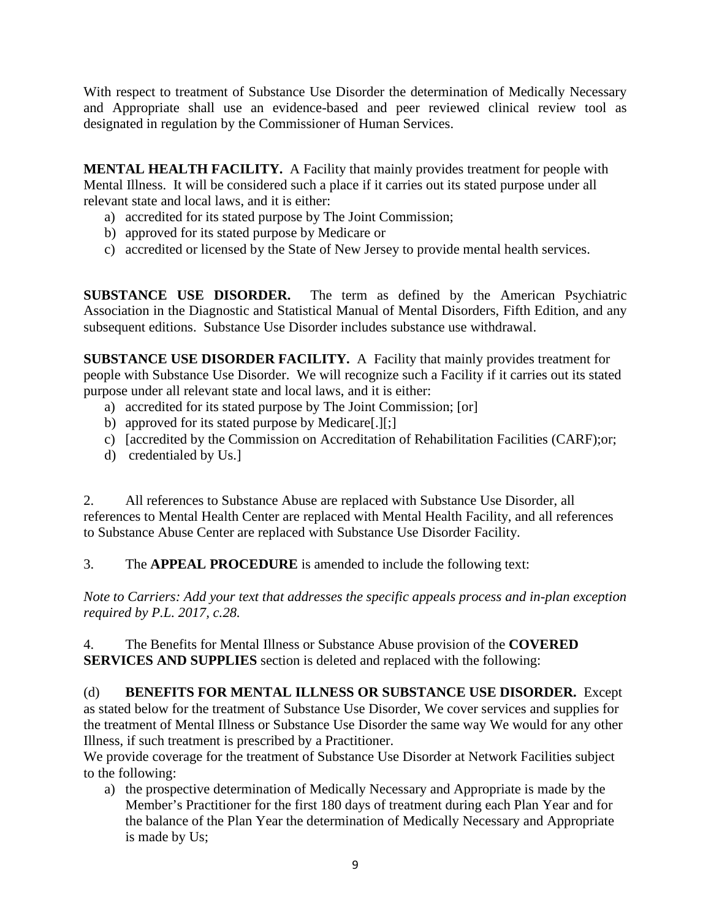With respect to treatment of Substance Use Disorder the determination of Medically Necessary and Appropriate shall use an evidence-based and peer reviewed clinical review tool as designated in regulation by the Commissioner of Human Services.

**MENTAL HEALTH FACILITY.** A Facility that mainly provides treatment for people with Mental Illness. It will be considered such a place if it carries out its stated purpose under all relevant state and local laws, and it is either:

a) accredited for its stated purpose by The Joint Commission;
b) approved for its stated purpose by Medicare or
c) accredited or licensed by the State of New Jersey to provide mental health services.

**SUBSTANCE USE DISORDER.** The term as defined by the American Psychiatric Association in the Diagnostic and Statistical Manual of Mental Disorders, Fifth Edition, and any subsequent editions. Substance Use Disorder includes substance use withdrawal.

**SUBSTANCE USE DISORDER FACILITY.** A Facility that mainly provides treatment for people with Substance Use Disorder. We will recognize such a Facility if it carries out its stated purpose under all relevant state and local laws, and it is either:

a) accredited for its stated purpose by The Joint Commission; [or]
b) approved for its stated purpose by Medicare[.][;]
c) [accredited by the Commission on Accreditation of Rehabilitation Facilities (CARF);or;
d) credentialed by Us.]

2. All references to Substance Abuse are replaced with Substance Use Disorder, all references to Mental Health Center are replaced with Mental Health Facility, and all references to Substance Abuse Center are replaced with Substance Use Disorder Facility.

3. The **APPEAL PROCEDURE** is amended to include the following text:

*Note to Carriers: Add your text that addresses the specific appeals process and in-plan exception required by P.L. 2017, c.28.*

4. The Benefits for Mental Illness or Substance Abuse provision of the **COVERED SERVICES AND SUPPLIES** section is deleted and replaced with the following:

(d) **BENEFITS FOR MENTAL ILLNESS OR SUBSTANCE USE DISORDER.** Except as stated below for the treatment of Substance Use Disorder, We cover services and supplies for the treatment of Mental Illness or Substance Use Disorder the same way We would for any other Illness, if such treatment is prescribed by a Practitioner.

We provide coverage for the treatment of Substance Use Disorder at Network Facilities subject to the following:

a) the prospective determination of Medically Necessary and Appropriate is made by the Member's Practitioner for the first 180 days of treatment during each Plan Year and for the balance of the Plan Year the determination of Medically Necessary and Appropriate is made by Us;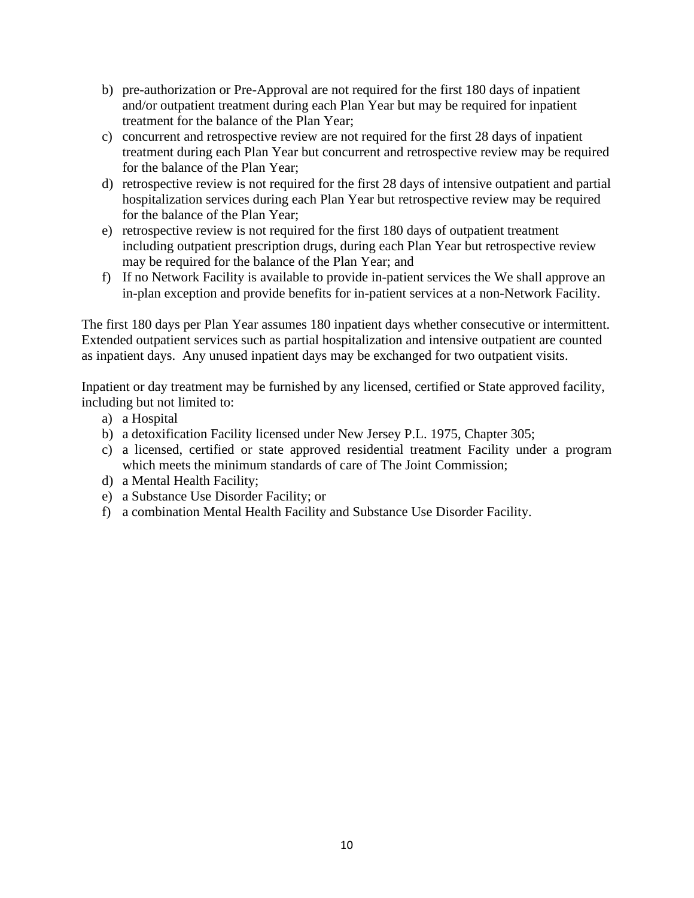b) pre-authorization or Pre-Approval are not required for the first 180 days of inpatient and/or outpatient treatment during each Plan Year but may be required for inpatient treatment for the balance of the Plan Year;
c) concurrent and retrospective review are not required for the first 28 days of inpatient treatment during each Plan Year but concurrent and retrospective review may be required for the balance of the Plan Year;
d) retrospective review is not required for the first 28 days of intensive outpatient and partial hospitalization services during each Plan Year but retrospective review may be required for the balance of the Plan Year;
e) retrospective review is not required for the first 180 days of outpatient treatment including outpatient prescription drugs, during each Plan Year but retrospective review may be required for the balance of the Plan Year; and
f) If no Network Facility is available to provide in-patient services the We shall approve an in-plan exception and provide benefits for in-patient services at a non-Network Facility.

The first 180 days per Plan Year assumes 180 inpatient days whether consecutive or intermittent. Extended outpatient services such as partial hospitalization and intensive outpatient are counted as inpatient days. Any unused inpatient days may be exchanged for two outpatient visits.

Inpatient or day treatment may be furnished by any licensed, certified or State approved facility, including but not limited to:

a) a Hospital
b) a detoxification Facility licensed under New Jersey P.L. 1975, Chapter 305;
c) a licensed, certified or state approved residential treatment Facility under a program which meets the minimum standards of care of The Joint Commission;
d) a Mental Health Facility;
e) a Substance Use Disorder Facility; or
f) a combination Mental Health Facility and Substance Use Disorder Facility.